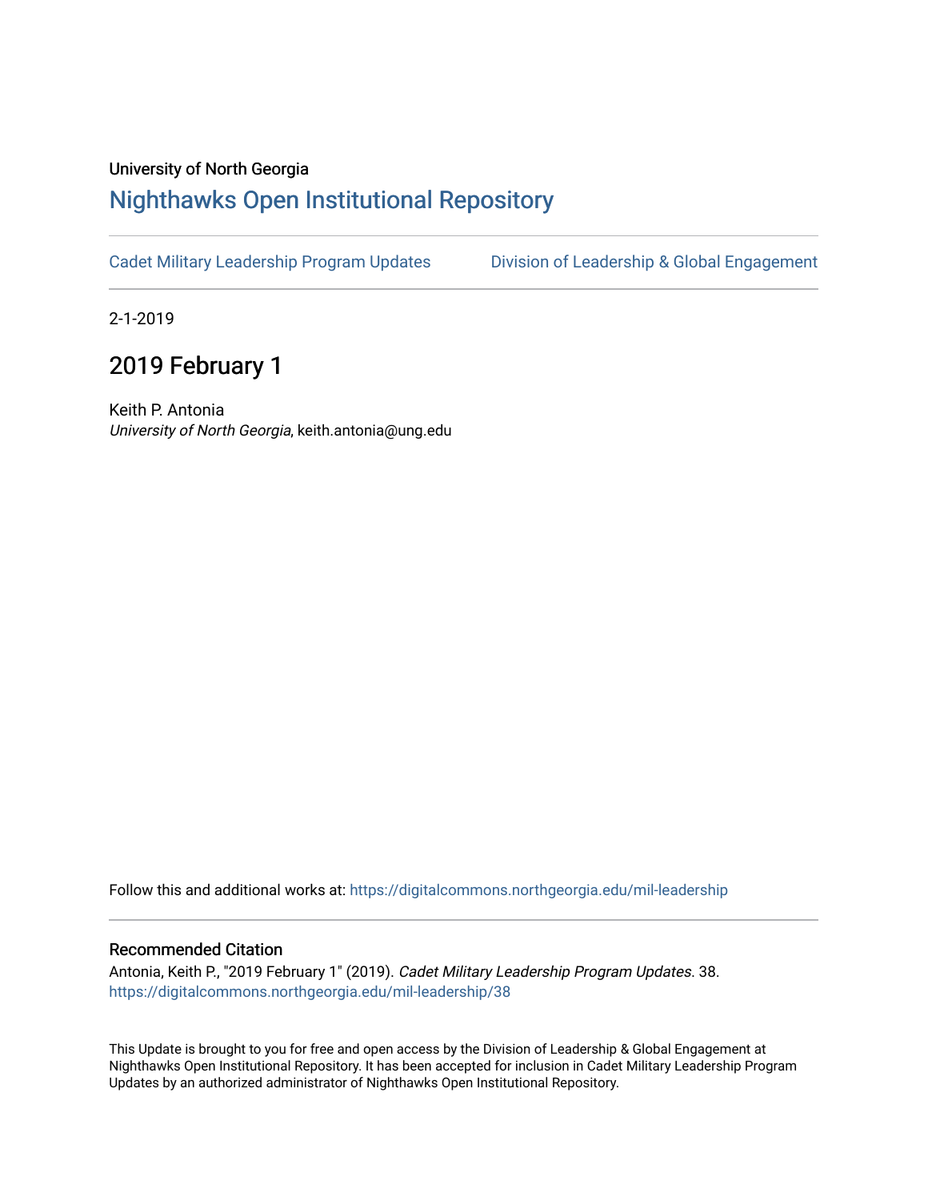University of North Georgia

## Nighthawks Open Institutional Repository

Cadet Military Leadership Program Updates | Division of Leadership & Global Engagement

2-1-2019

# 2019 February 1

Keith P. Antonia
*University of North Georgia*, keith.antonia@ung.edu

Follow this and additional works at: https://digitalcommons.northgeorgia.edu/mil-leadership

### Recommended Citation

Antonia, Keith P., "2019 February 1" (2019). *Cadet Military Leadership Program Updates*. 38.
https://digitalcommons.northgeorgia.edu/mil-leadership/38

This Update is brought to you for free and open access by the Division of Leadership & Global Engagement at Nighthawks Open Institutional Repository. It has been accepted for inclusion in Cadet Military Leadership Program Updates by an authorized administrator of Nighthawks Open Institutional Repository.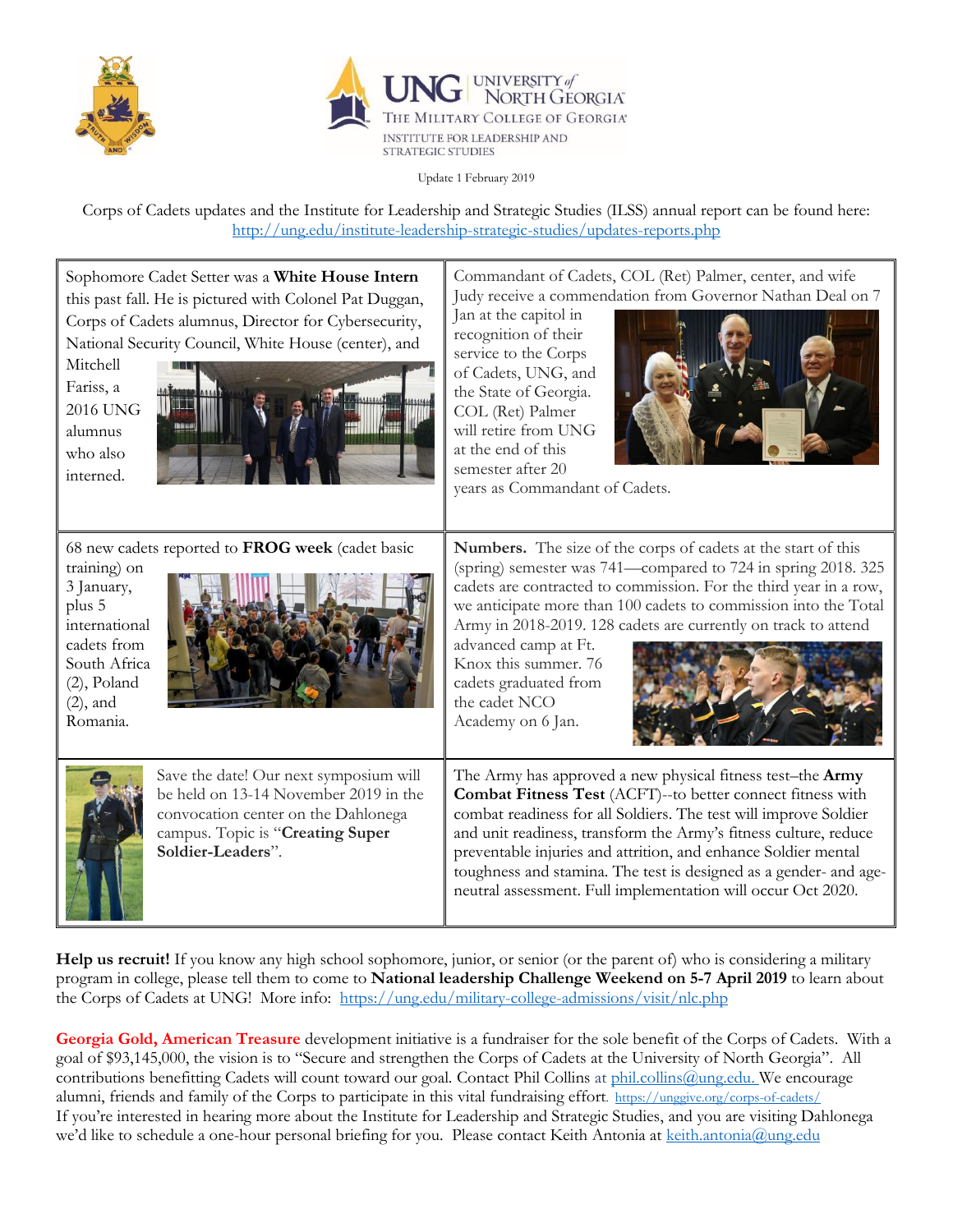UNG UNIVERSITY of NORTH GEORGIA
THE MILITARY COLLEGE OF GEORGIA
INSTITUTE FOR LEADERSHIP AND STRATEGIC STUDIES

Update 1 February 2019

Corps of Cadets updates and the Institute for Leadership and Strategic Studies (ILSS) annual report can be found here: http://ung.edu/institute-leadership-strategic-studies/updates-reports.php

Sophomore Cadet Setter was a **White House Intern** this past fall. He is pictured with Colonel Pat Duggan, Corps of Cadets alumnus, Director for Cybersecurity, National Security Council, White House (center), and Mitchell Fariss, a 2016 UNG alumnus who also interned.

Commandant of Cadets, COL (Ret) Palmer, center, and wife Judy receive a commendation from Governor Nathan Deal on 7 Jan at the capitol in recognition of their service to the Corps of Cadets, UNG, and the State of Georgia. COL (Ret) Palmer will retire from UNG at the end of this semester after 20 years as Commandant of Cadets.

68 new cadets reported to **FROG week** (cadet basic training) on 3 January, plus 5 international cadets from South Africa (2), Poland (2), and Romania.

**Numbers.** The size of the corps of cadets at the start of this (spring) semester was 741—compared to 724 in spring 2018. 325 cadets are contracted to commission. For the third year in a row, we anticipate more than 100 cadets to commission into the Total Army in 2018-2019. 128 cadets are currently on track to attend advanced camp at Ft. Knox this summer. 76 cadets graduated from the cadet NCO Academy on 6 Jan.

Save the date! Our next symposium will be held on 13-14 November 2019 in the convocation center on the Dahlonega campus. Topic is "**Creating Super Soldier-Leaders**".

The Army has approved a new physical fitness test–the **Army Combat Fitness Test** (ACFT)--to better connect fitness with combat readiness for all Soldiers. The test will improve Soldier and unit readiness, transform the Army's fitness culture, reduce preventable injuries and attrition, and enhance Soldier mental toughness and stamina. The test is designed as a gender- and age-neutral assessment. Full implementation will occur Oct 2020.

**Help us recruit!** If you know any high school sophomore, junior, or senior (or the parent of) who is considering a military program in college, please tell them to come to **National leadership Challenge Weekend on 5-7 April 2019** to learn about the Corps of Cadets at UNG! More info: https://ung.edu/military-college-admissions/visit/nlc.php

**Georgia Gold, American Treasure** development initiative is a fundraiser for the sole benefit of the Corps of Cadets. With a goal of $93,145,000, the vision is to "Secure and strengthen the Corps of Cadets at the University of North Georgia". All contributions benefitting Cadets will count toward our goal. Contact Phil Collins at phil.collins@ung.edu. We encourage alumni, friends and family of the Corps to participate in this vital fundraising effort. https://unggive.org/corps-of-cadets/

If you're interested in hearing more about the Institute for Leadership and Strategic Studies, and you are visiting Dahlonega we'd like to schedule a one-hour personal briefing for you. Please contact Keith Antonia at keith.antonia@ung.edu